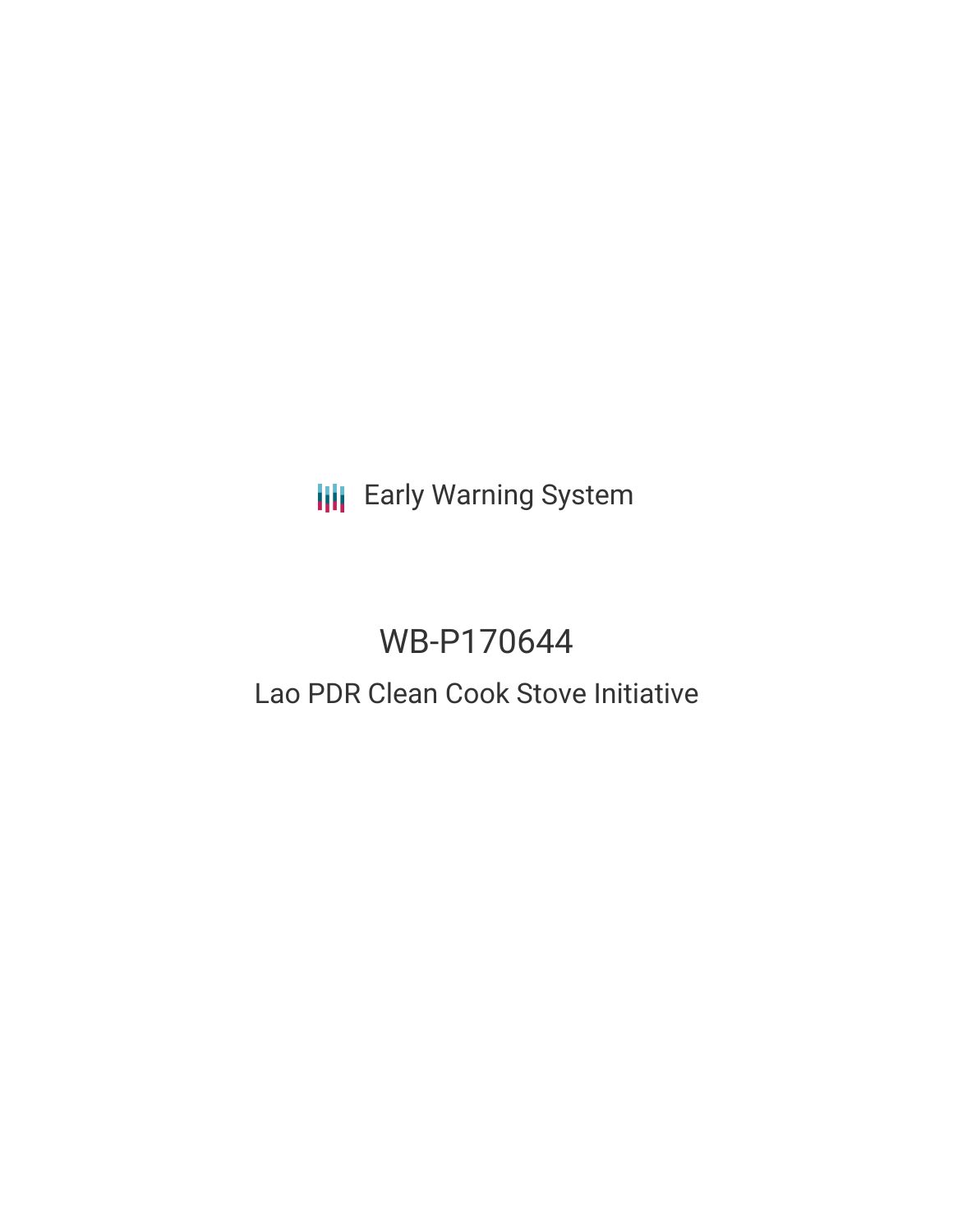Early Warning System

# WB-P170644

## Lao PDR Clean Cook Stove Initiative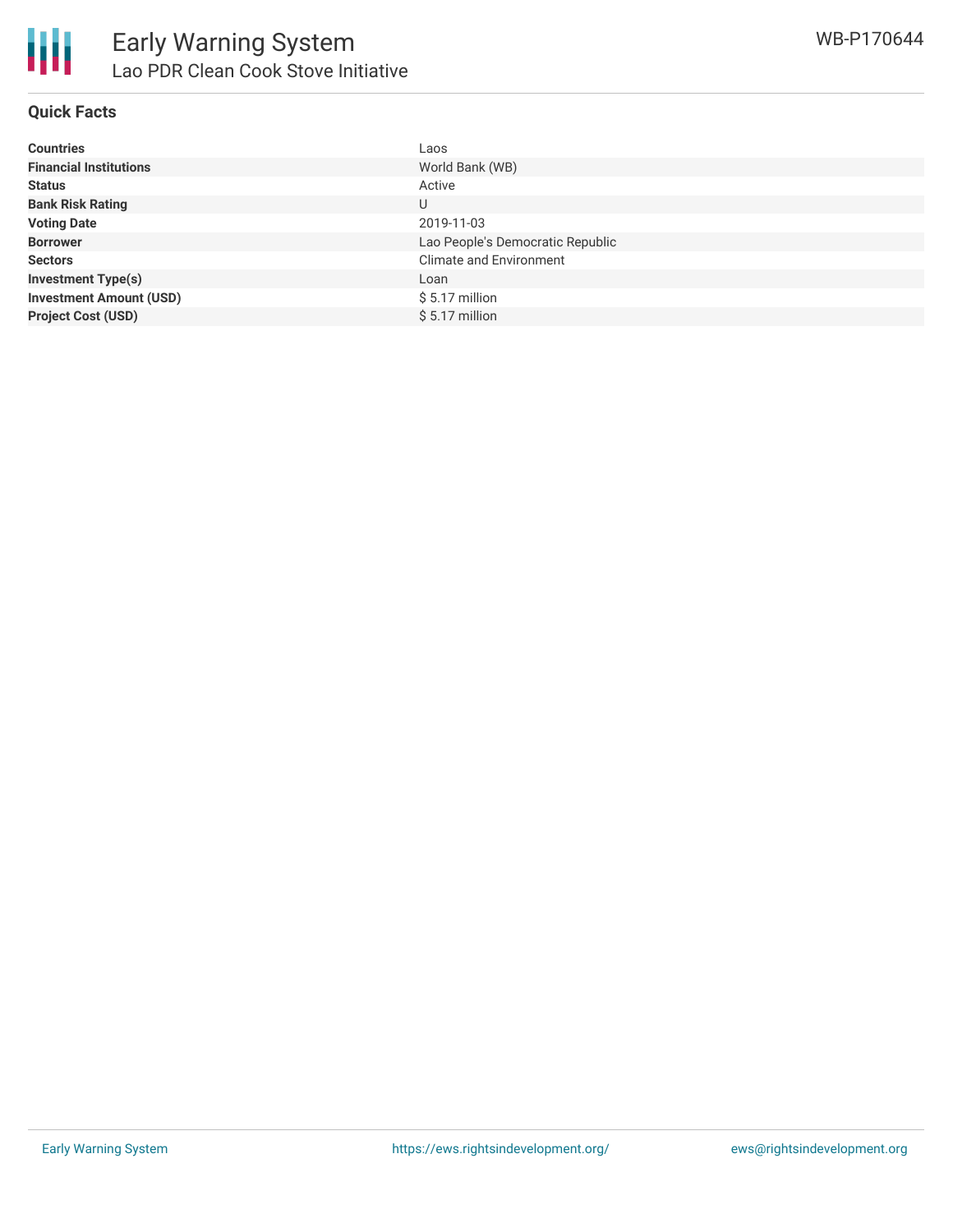# Early Warning System

## Lao PDR Clean Cook Stove Initiative

WB-P170644

### Quick Facts

| | |
|---|---|
| **Countries** | Laos |
| **Financial Institutions** | World Bank (WB) |
| **Status** | Active |
| **Bank Risk Rating** | U |
| **Voting Date** | 2019-11-03 |
| **Borrower** | Lao People's Democratic Republic |
| **Sectors** | Climate and Environment |
| **Investment Type(s)** | Loan |
| **Investment Amount (USD)** | $ 5.17 million |
| **Project Cost (USD)** | $ 5.17 million |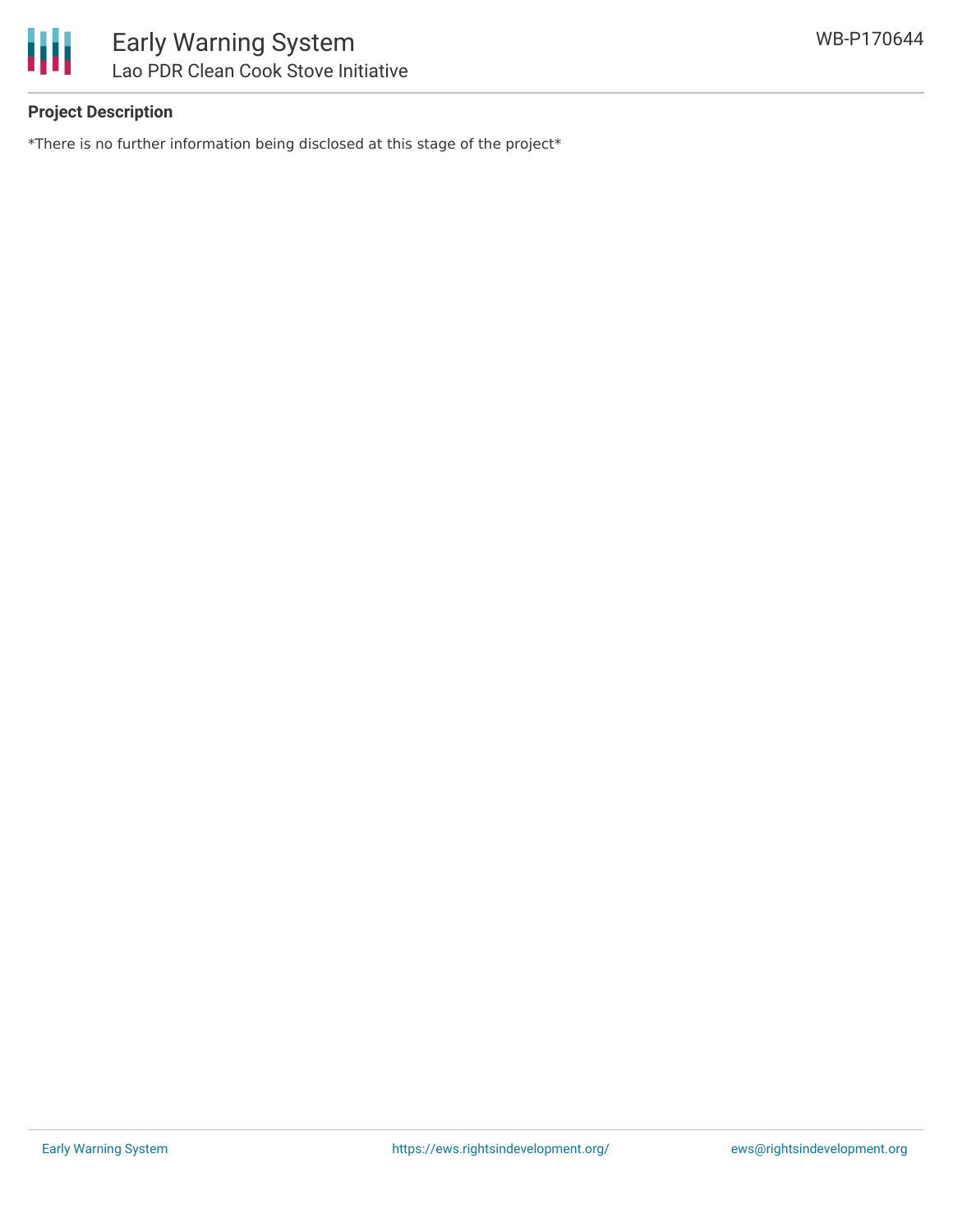## Project Description

*There is no further information being disclosed at this stage of the project*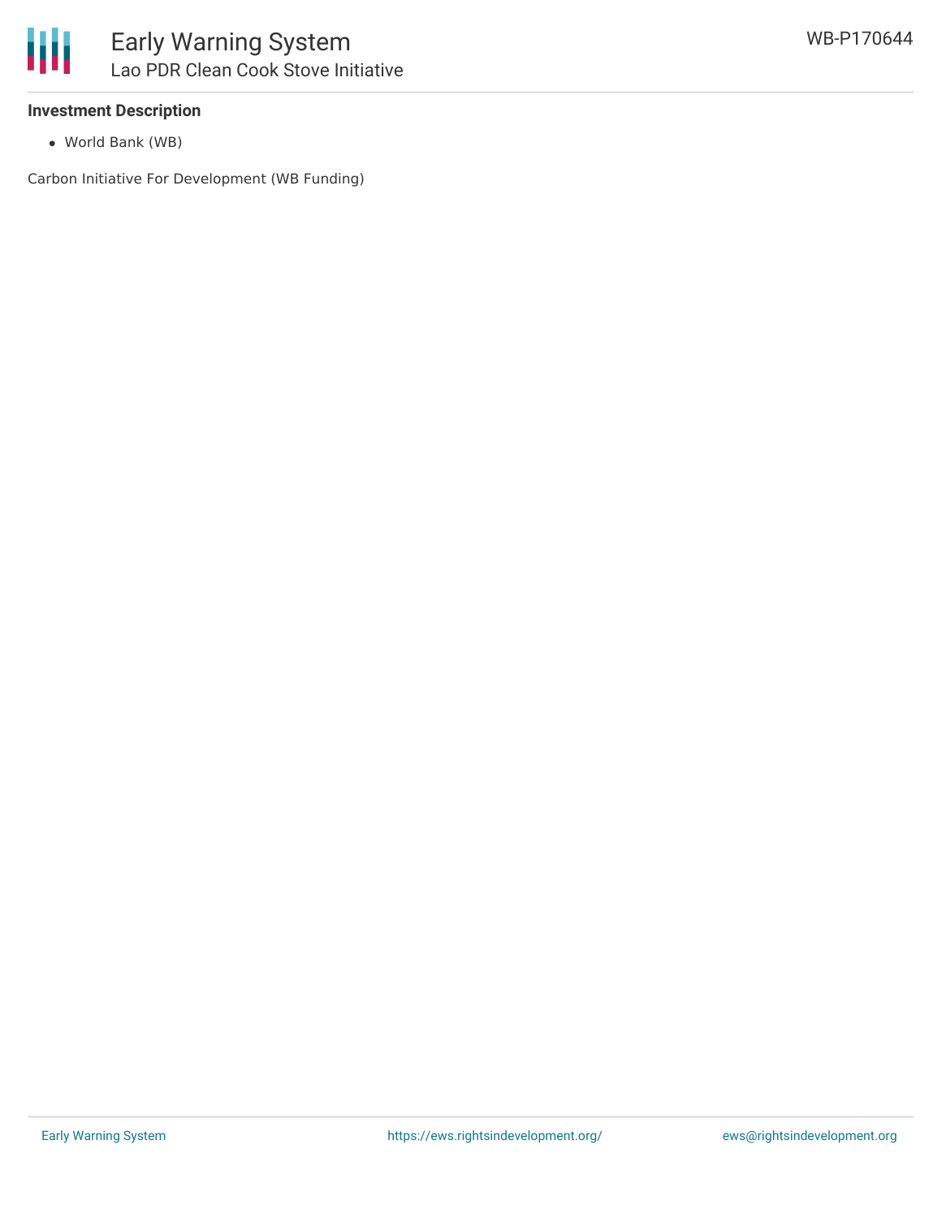### Investment Description

- World Bank (WB)

Carbon Initiative For Development (WB Funding)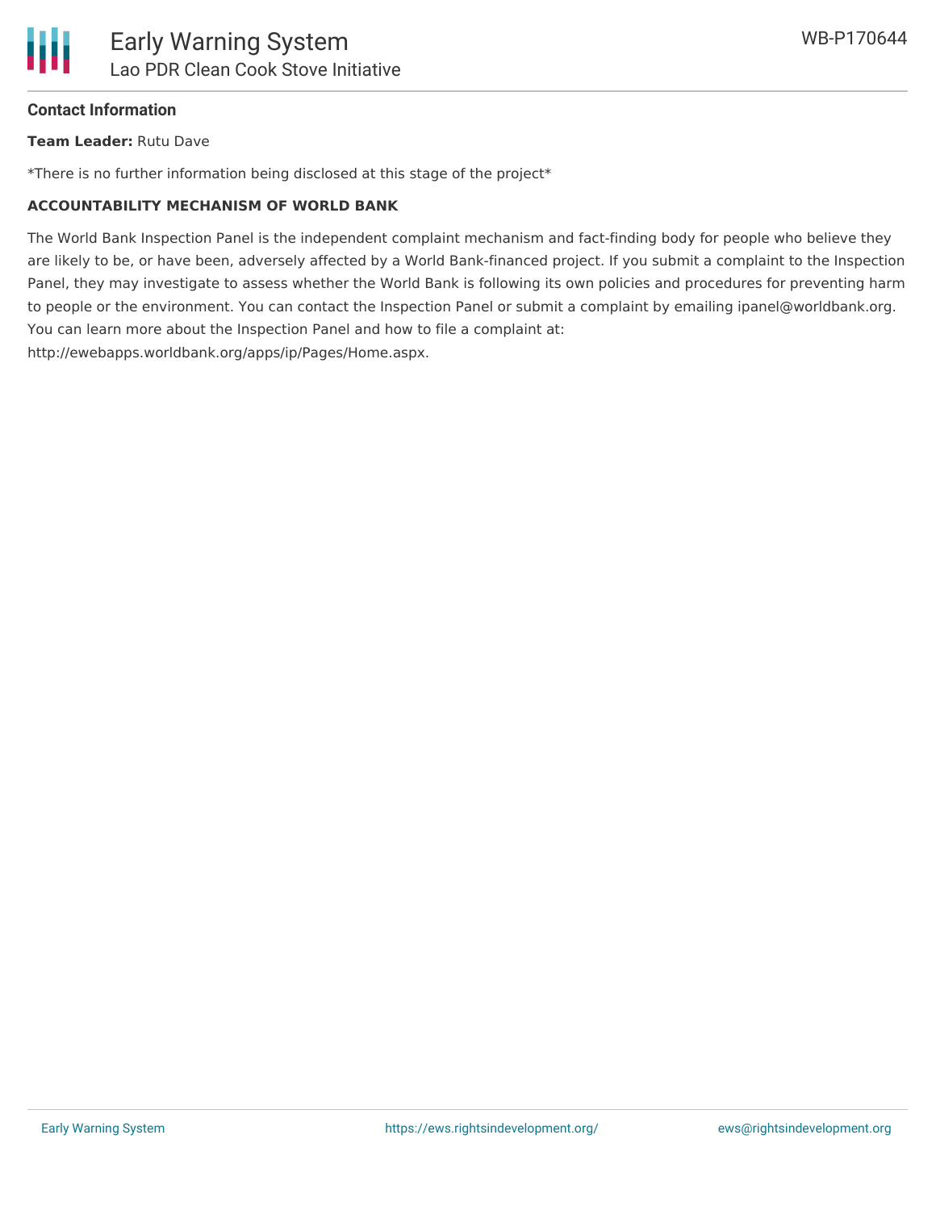## Contact Information

**Team Leader:** Rutu Dave

*There is no further information being disclosed at this stage of the project*

**ACCOUNTABILITY MECHANISM OF WORLD BANK**

The World Bank Inspection Panel is the independent complaint mechanism and fact-finding body for people who believe they are likely to be, or have been, adversely affected by a World Bank-financed project. If you submit a complaint to the Inspection Panel, they may investigate to assess whether the World Bank is following its own policies and procedures for preventing harm to people or the environment. You can contact the Inspection Panel or submit a complaint by emailing ipanel@worldbank.org. You can learn more about the Inspection Panel and how to file a complaint at: http://ewebapps.worldbank.org/apps/ip/Pages/Home.aspx.